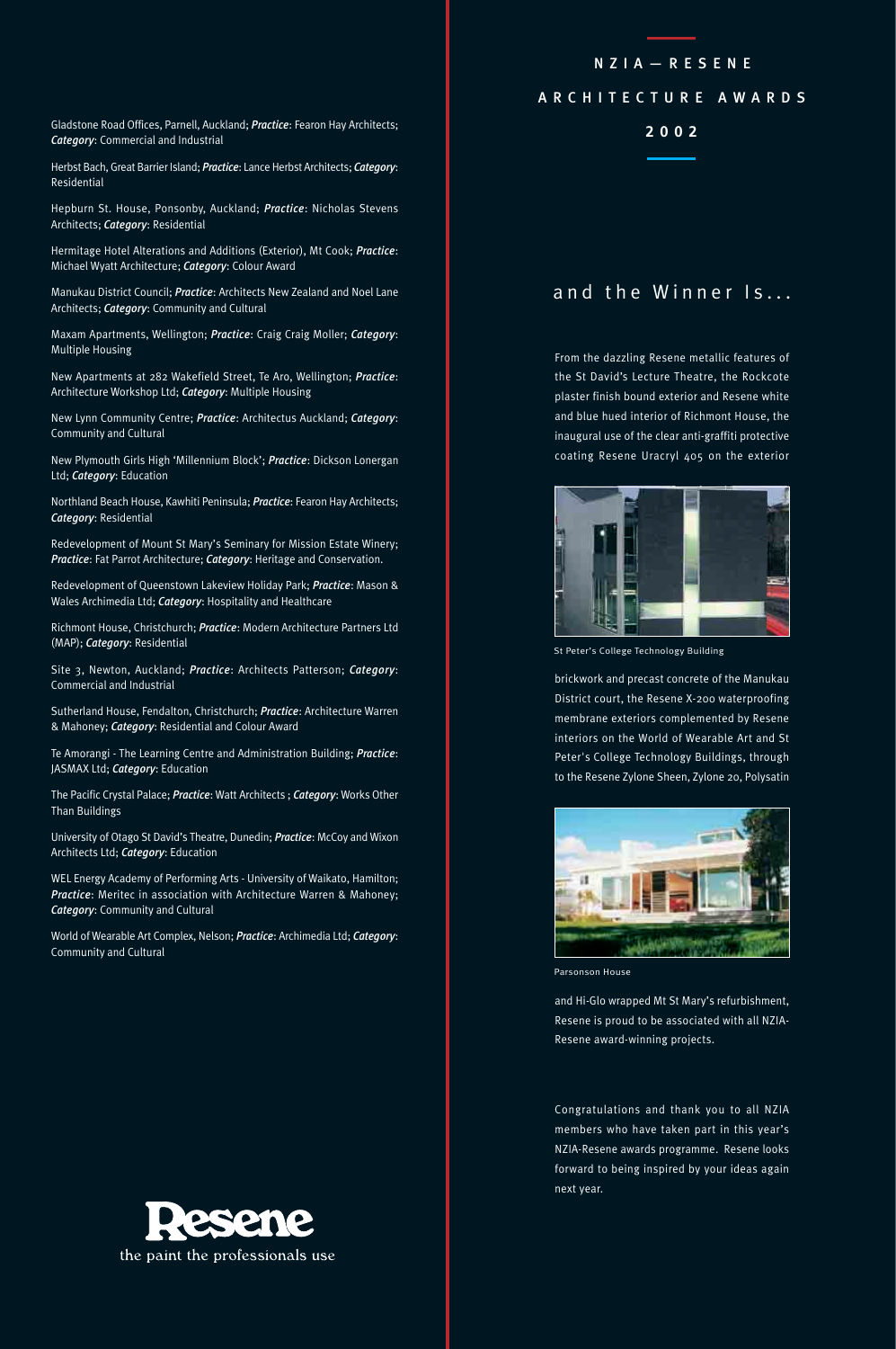Gladstone Road Offices, Parnell, Auckland; ***Practice***: Fearon Hay Architects; ***Category***: Commercial and Industrial

Herbst Bach, Great Barrier Island; ***Practice***: Lance Herbst Architects; ***Category***: Residential

Hepburn St. House, Ponsonby, Auckland; ***Practice***: Nicholas Stevens Architects; ***Category***: Residential

Hermitage Hotel Alterations and Additions (Exterior), Mt Cook; ***Practice***: Michael Wyatt Architecture; ***Category***: Colour Award

Manukau District Council; ***Practice***: Architects New Zealand and Noel Lane Architects; ***Category***: Community and Cultural

Maxam Apartments, Wellington; ***Practice***: Craig Craig Moller; ***Category***: Multiple Housing

New Apartments at 282 Wakefield Street, Te Aro, Wellington; ***Practice***: Architecture Workshop Ltd; ***Category***: Multiple Housing

New Lynn Community Centre; ***Practice***: Architectus Auckland; ***Category***: Community and Cultural

New Plymouth Girls High 'Millennium Block'; ***Practice***: Dickson Lonergan Ltd; ***Category***: Education

Northland Beach House, Kawhiti Peninsula; ***Practice***: Fearon Hay Architects; ***Category***: Residential

Redevelopment of Mount St Mary's Seminary for Mission Estate Winery; ***Practice***: Fat Parrot Architecture; ***Category***: Heritage and Conservation.

Redevelopment of Queenstown Lakeview Holiday Park; ***Practice***: Mason & Wales Archimedia Ltd; ***Category***: Hospitality and Healthcare

Richmont House, Christchurch; ***Practice***: Modern Architecture Partners Ltd (MAP); ***Category***: Residential

Site 3, Newton, Auckland; ***Practice***: Architects Patterson; ***Category***: Commercial and Industrial

Sutherland House, Fendalton, Christchurch; ***Practice***: Architecture Warren & Mahoney; ***Category***: Residential and Colour Award

Te Amorangi - The Learning Centre and Administration Building; ***Practice***: JASMAX Ltd; ***Category***: Education

The Pacific Crystal Palace; ***Practice***: Watt Architects ; ***Category***: Works Other Than Buildings

University of Otago St David's Theatre, Dunedin; ***Practice***: McCoy and Wixon Architects Ltd; ***Category***: Education

WEL Energy Academy of Performing Arts - University of Waikato, Hamilton; ***Practice***: Meritec in association with Architecture Warren & Mahoney; ***Category***: Community and Cultural

World of Wearable Art Complex, Nelson; ***Practice***: Archimedia Ltd; ***Category***: Community and Cultural

Resene

the paint the professionals use

# NZIA — RESENE ARCHITECTURE AWARDS 2002

## and the Winner Is...

From the dazzling Resene metallic features of the St David's Lecture Theatre, the Rockcote plaster finish bound exterior and Resene white and blue hued interior of Richmont House, the inaugural use of the clear anti-graffiti protective coating Resene Uracryl 405 on the exterior

St Peter's College Technology Building

brickwork and precast concrete of the Manukau District court, the Resene X-200 waterproofing membrane exteriors complemented by Resene interiors on the World of Wearable Art and St Peter's College Technology Buildings, through to the Resene Zylone Sheen, Zylone 20, Polysatin

Parsonson House

and Hi-Glo wrapped Mt St Mary's refurbishment, Resene is proud to be associated with all NZIA-Resene award-winning projects.

Congratulations and thank you to all NZIA members who have taken part in this year's NZIA-Resene awards programme. Resene looks forward to being inspired by your ideas again next year.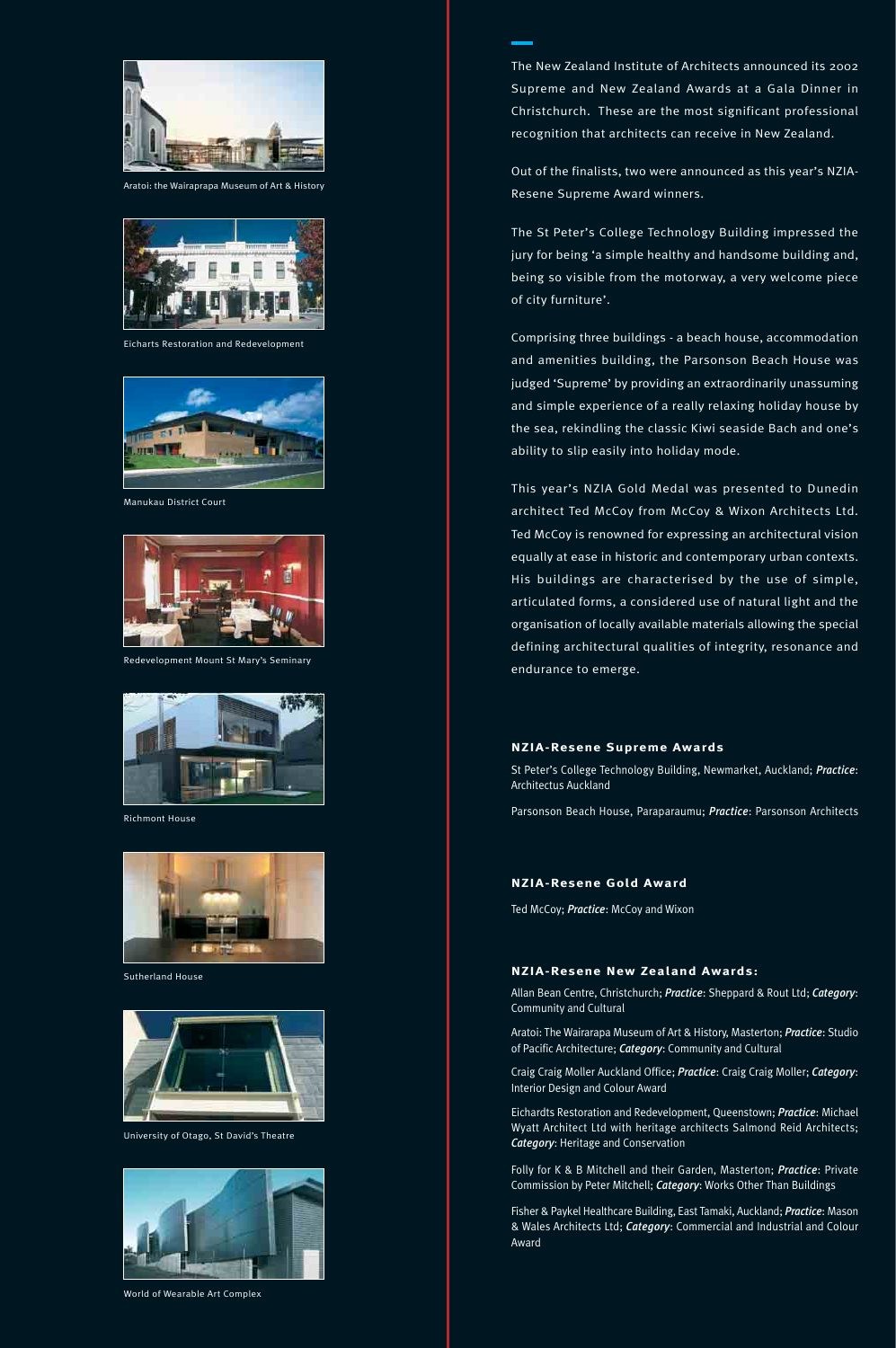Aratoi: the Wairaprapa Museum of Art & History

Eicharts Restoration and Redevelopment

Manukau District Court

Redevelopment Mount St Mary's Seminary

Richmont House

Sutherland House

University of Otago, St David's Theatre

World of Wearable Art Complex

The New Zealand Institute of Architects announced its 2002 Supreme and New Zealand Awards at a Gala Dinner in Christchurch. These are the most significant professional recognition that architects can receive in New Zealand.

Out of the finalists, two were announced as this year's NZIA-Resene Supreme Award winners.

The St Peter's College Technology Building impressed the jury for being 'a simple healthy and handsome building and, being so visible from the motorway, a very welcome piece of city furniture'.

Comprising three buildings - a beach house, accommodation and amenities building, the Parsonson Beach House was judged 'Supreme' by providing an extraordinarily unassuming and simple experience of a really relaxing holiday house by the sea, rekindling the classic Kiwi seaside Bach and one's ability to slip easily into holiday mode.

This year's NZIA Gold Medal was presented to Dunedin architect Ted McCoy from McCoy & Wixon Architects Ltd. Ted McCoy is renowned for expressing an architectural vision equally at ease in historic and contemporary urban contexts. His buildings are characterised by the use of simple, articulated forms, a considered use of natural light and the organisation of locally available materials allowing the special defining architectural qualities of integrity, resonance and endurance to emerge.

## NZIA-Resene Supreme Awards

St Peter's College Technology Building, Newmarket, Auckland; ***Practice***: Architectus Auckland

Parsonson Beach House, Paraparaumu; ***Practice***: Parsonson Architects

## NZIA-Resene Gold Award

Ted McCoy; ***Practice***: McCoy and Wixon

## NZIA-Resene New Zealand Awards:

Allan Bean Centre, Christchurch; ***Practice***: Sheppard & Rout Ltd; ***Category***: Community and Cultural

Aratoi: The Wairarapa Museum of Art & History, Masterton; ***Practice***: Studio of Pacific Architecture; ***Category***: Community and Cultural

Craig Craig Moller Auckland Office; ***Practice***: Craig Craig Moller; ***Category***: Interior Design and Colour Award

Eichardts Restoration and Redevelopment, Queenstown; ***Practice***: Michael Wyatt Architect Ltd with heritage architects Salmond Reid Architects; ***Category***: Heritage and Conservation

Folly for K & B Mitchell and their Garden, Masterton; ***Practice***: Private Commission by Peter Mitchell; ***Category***: Works Other Than Buildings

Fisher & Paykel Healthcare Building, East Tamaki, Auckland; ***Practice***: Mason & Wales Architects Ltd; ***Category***: Commercial and Industrial and Colour Award